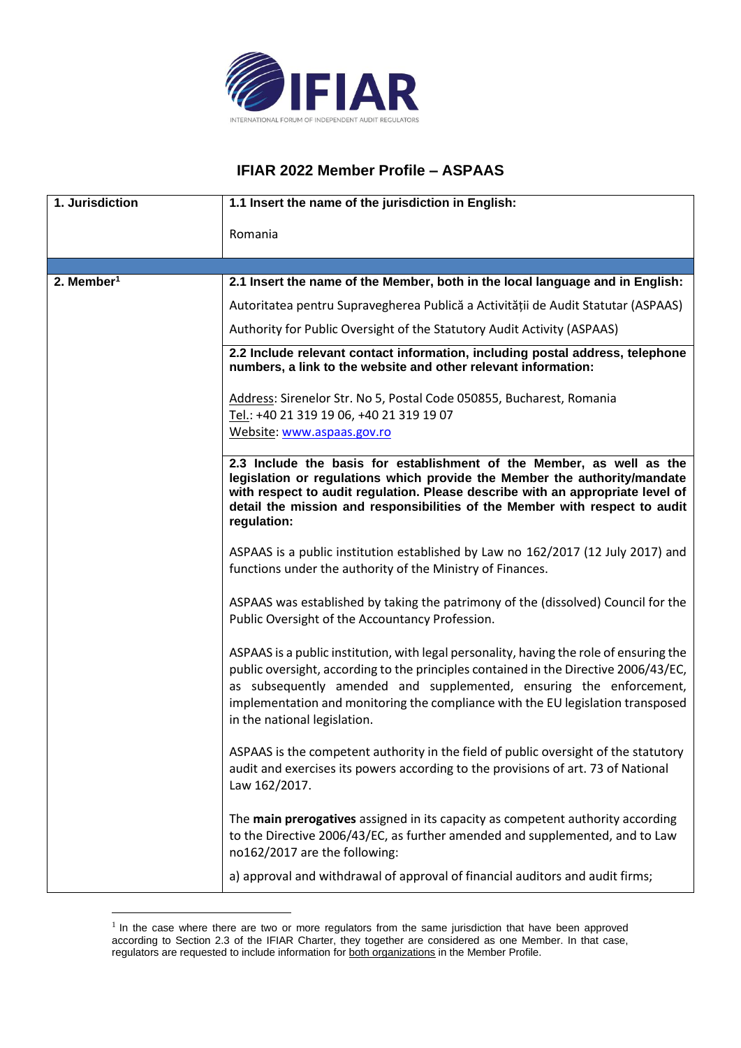# IFIAR 2022 Member Profile – ASPAAS

| 1. Jurisdiction | **1.1 Insert the name of the jurisdiction in English:**<br><br>Romania |
|---|---|
| **2. Member[1]** | **2.1 Insert the name of the Member, both in the local language and in English:**<br><br>Autoritatea pentru Supravegherea Publică a Activității de Audit Statutar (ASPAAS)<br><br>Authority for Public Oversight of the Statutory Audit Activity (ASPAAS) |
| | **2.2 Include relevant contact information, including postal address, telephone numbers, a link to the website and other relevant information:**<br><br>Address: Sirenelor Str. No 5, Postal Code 050855, Bucharest, Romania<br>Tel.: +40 21 319 19 06, +40 21 319 19 07<br>Website: www.aspaas.gov.ro |
| | **2.3 Include the basis for establishment of the Member, as well as the legislation or regulations which provide the Member the authority/mandate with respect to audit regulation. Please describe with an appropriate level of detail the mission and responsibilities of the Member with respect to audit regulation:**<br><br>ASPAAS is a public institution established by Law no 162/2017 (12 July 2017) and functions under the authority of the Ministry of Finances.<br><br>ASPAAS was established by taking the patrimony of the (dissolved) Council for the Public Oversight of the Accountancy Profession.<br><br>ASPAAS is a public institution, with legal personality, having the role of ensuring the public oversight, according to the principles contained in the Directive 2006/43/EC, as subsequently amended and supplemented, ensuring the enforcement, implementation and monitoring the compliance with the EU legislation transposed in the national legislation.<br><br>ASPAAS is the competent authority in the field of public oversight of the statutory audit and exercises its powers according to the provisions of art. 73 of National Law 162/2017.<br><br>The **main prerogatives** assigned in its capacity as competent authority according to the Directive 2006/43/EC, as further amended and supplemented, and to Law no162/2017 are the following:<br><br>a) approval and withdrawal of approval of financial auditors and audit firms; |

[1] In the case where there are two or more regulators from the same jurisdiction that have been approved according to Section 2.3 of the IFIAR Charter, they together are considered as one Member. In that case, regulators are requested to include information for both organizations in the Member Profile.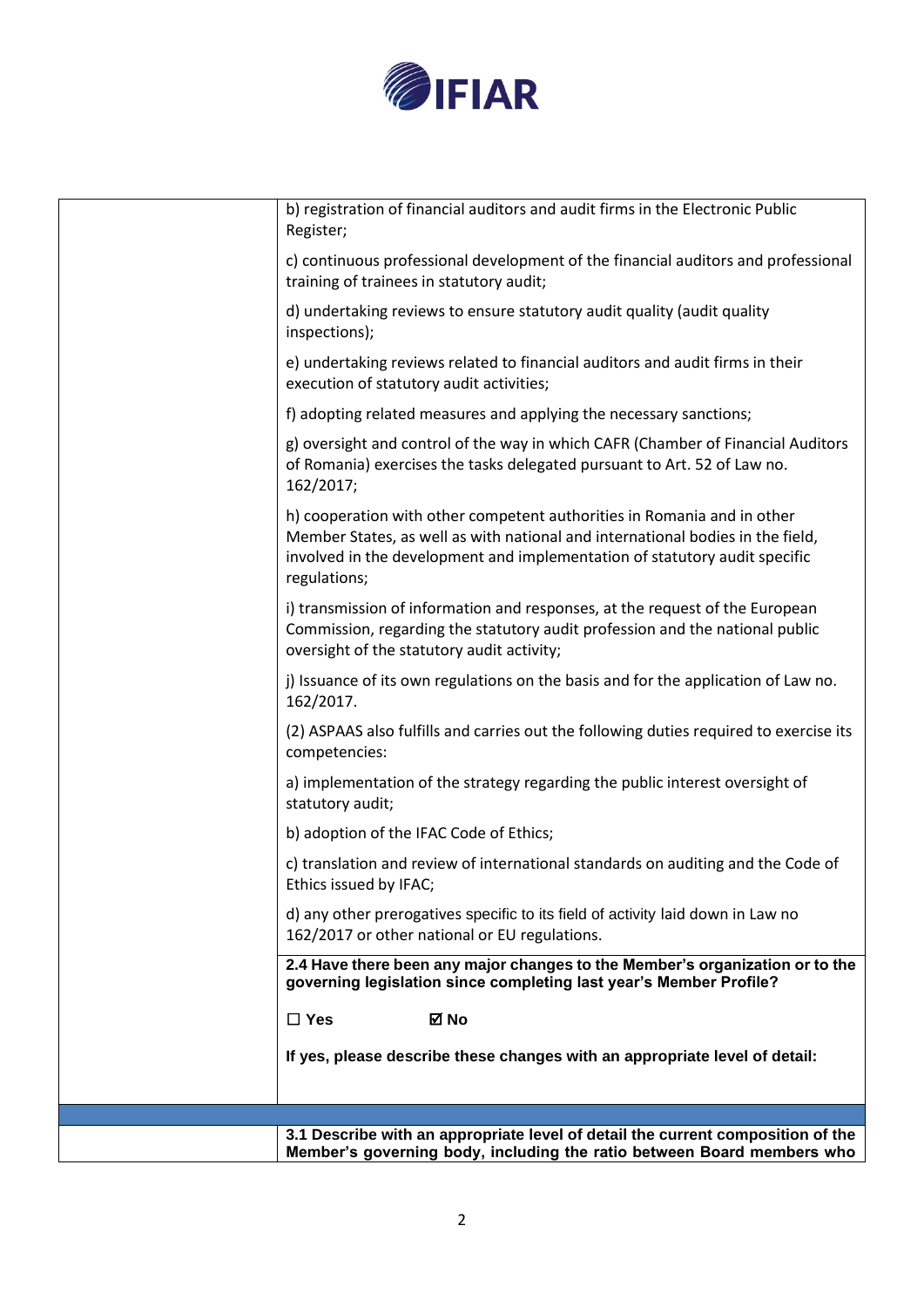| | |
|---|---|
| | b) registration of financial auditors and audit firms in the Electronic Public Register;<br><br>c) continuous professional development of the financial auditors and professional training of trainees in statutory audit;<br><br>d) undertaking reviews to ensure statutory audit quality (audit quality inspections);<br><br>e) undertaking reviews related to financial auditors and audit firms in their execution of statutory audit activities;<br><br>f) adopting related measures and applying the necessary sanctions;<br><br>g) oversight and control of the way in which CAFR (Chamber of Financial Auditors of Romania) exercises the tasks delegated pursuant to Art. 52 of Law no. 162/2017;<br><br>h) cooperation with other competent authorities in Romania and in other Member States, as well as with national and international bodies in the field, involved in the development and implementation of statutory audit specific regulations;<br><br>i) transmission of information and responses, at the request of the European Commission, regarding the statutory audit profession and the national public oversight of the statutory audit activity;<br><br>j) Issuance of its own regulations on the basis and for the application of Law no. 162/2017.<br><br>(2) ASPAAS also fulfills and carries out the following duties required to exercise its competencies:<br><br>a) implementation of the strategy regarding the public interest oversight of statutory audit;<br><br>b) adoption of the IFAC Code of Ethics;<br><br>c) translation and review of international standards on auditing and the Code of Ethics issued by IFAC;<br><br>d) any other prerogatives specific to its field of activity laid down in Law no 162/2017 or other national or EU regulations. |
| | **2.4 Have there been any major changes to the Member's organization or to the governing legislation since completing last year's Member Profile?**<br><br>**☐ Yes ☑ No**<br><br>**If yes, please describe these changes with an appropriate level of detail:** |
| | |
| | **3.1 Describe with an appropriate level of detail the current composition of the Member's governing body, including the ratio between Board members who** |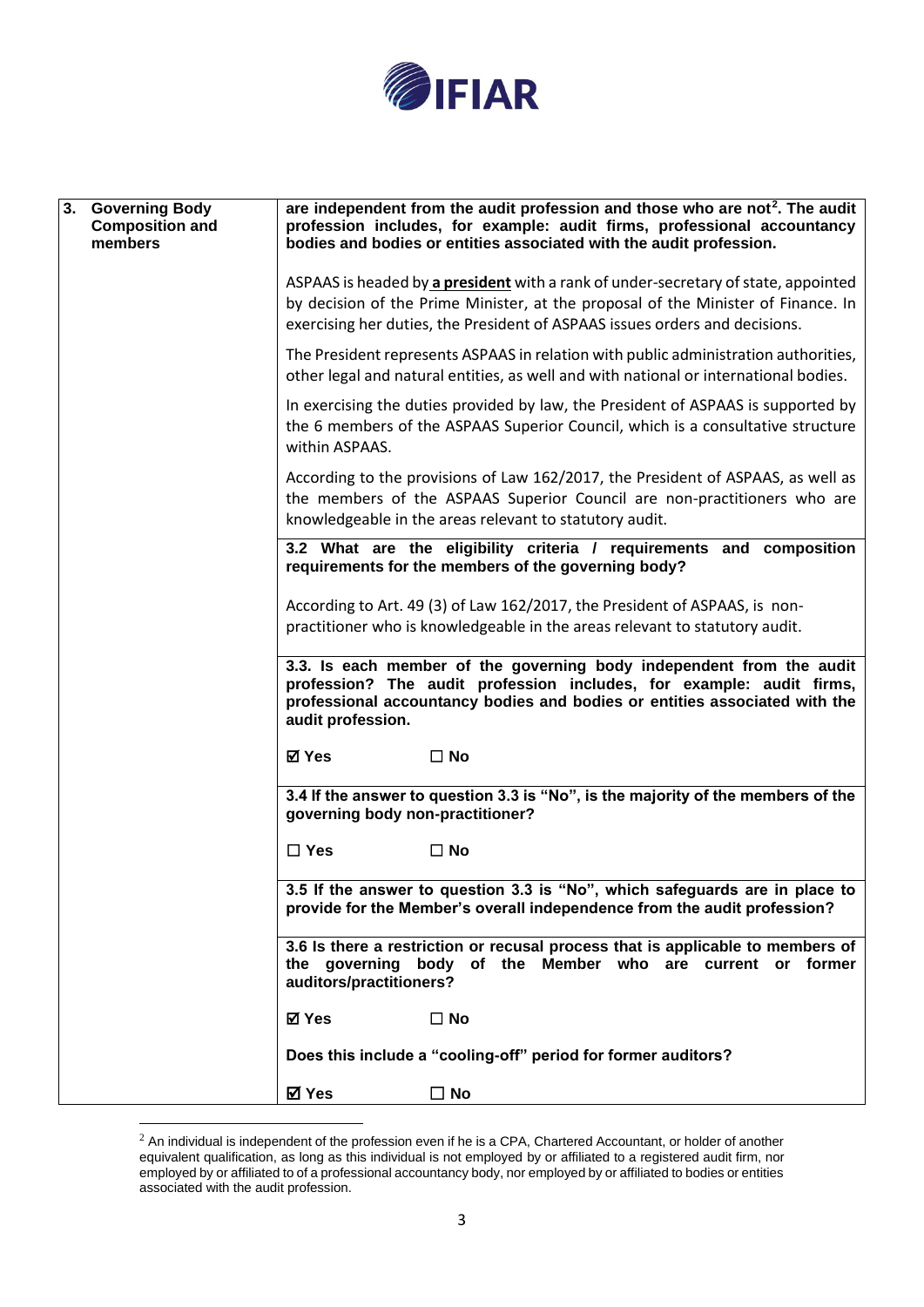| 3. Governing Body Composition and members | **are independent from the audit profession and those who are not[2]. The audit profession includes, for example: audit firms, professional accountancy bodies and bodies or entities associated with the audit profession.**<br><br>ASPAAS is headed by **a president** with a rank of under-secretary of state, appointed by decision of the Prime Minister, at the proposal of the Minister of Finance. In exercising her duties, the President of ASPAAS issues orders and decisions.<br><br>The President represents ASPAAS in relation with public administration authorities, other legal and natural entities, as well and with national or international bodies.<br><br>In exercising the duties provided by law, the President of ASPAAS is supported by the 6 members of the ASPAAS Superior Council, which is a consultative structure within ASPAAS.<br><br>According to the provisions of Law 162/2017, the President of ASPAAS, as well as the members of the ASPAAS Superior Council are non-practitioners who are knowledgeable in the areas relevant to statutory audit. |
|---|---|
| | **3.2 What are the eligibility criteria / requirements and composition requirements for the members of the governing body?**<br><br>According to Art. 49 (3) of Law 162/2017, the President of ASPAAS, is non-practitioner who is knowledgeable in the areas relevant to statutory audit. |
| | **3.3. Is each member of the governing body independent from the audit profession? The audit profession includes, for example: audit firms, professional accountancy bodies and bodies or entities associated with the audit profession.**<br><br>☑ **Yes** ☐ **No** |
| | **3.4 If the answer to question 3.3 is "No", is the majority of the members of the governing body non-practitioner?**<br><br>☐ **Yes** ☐ **No** |
| | **3.5 If the answer to question 3.3 is "No", which safeguards are in place to provide for the Member's overall independence from the audit profession?** |
| | **3.6 Is there a restriction or recusal process that is applicable to members of the governing body of the Member who are current or former auditors/practitioners?**<br><br>☑ **Yes** ☐ **No**<br><br>**Does this include a "cooling-off" period for former auditors?**<br><br>☑ **Yes** ☐ **No** |

[2] An individual is independent of the profession even if he is a CPA, Chartered Accountant, or holder of another equivalent qualification, as long as this individual is not employed by or affiliated to a registered audit firm, nor employed by or affiliated to of a professional accountancy body, nor employed by or affiliated to bodies or entities associated with the audit profession.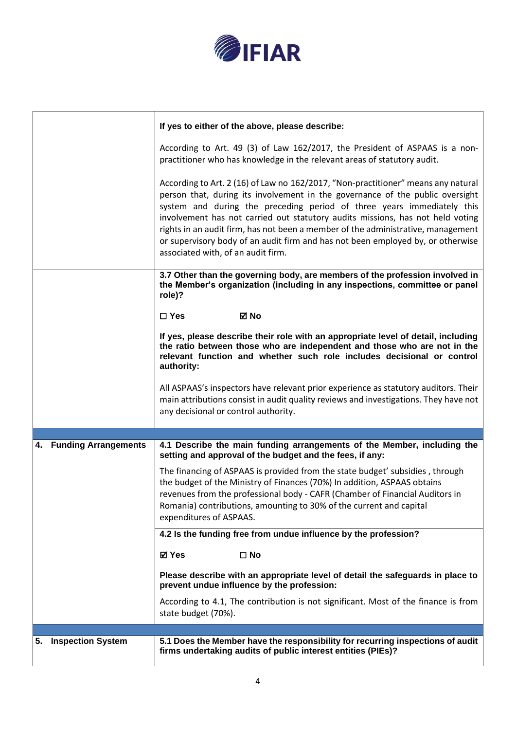| | |
|---|---|
| | **If yes to either of the above, please describe:**<br><br>According to Art. 49 (3) of Law 162/2017, the President of ASPAAS is a non-practitioner who has knowledge in the relevant areas of statutory audit.<br><br>According to Art. 2 (16) of Law no 162/2017, "Non-practitioner" means any natural person that, during its involvement in the governance of the public oversight system and during the preceding period of three years immediately this involvement has not carried out statutory audits missions, has not held voting rights in an audit firm, has not been a member of the administrative, management or supervisory body of an audit firm and has not been employed by, or otherwise associated with, of an audit firm. |
| | **3.7 Other than the governing body, are members of the profession involved in the Member's organization (including in any inspections, committee or panel role)?**<br><br>☐ **Yes** ☑ **No**<br><br>**If yes, please describe their role with an appropriate level of detail, including the ratio between those who are independent and those who are not in the relevant function and whether such role includes decisional or control authority:**<br><br>All ASPAAS's inspectors have relevant prior experience as statutory auditors. Their main attributions consist in audit quality reviews and investigations. They have not any decisional or control authority. |
| | |
| **4. Funding Arrangements** | **4.1 Describe the main funding arrangements of the Member, including the setting and approval of the budget and the fees, if any:**<br><br>The financing of ASPAAS is provided from the state budget' subsidies , through the budget of the Ministry of Finances (70%) In addition, ASPAAS obtains revenues from the professional body - CAFR (Chamber of Financial Auditors in Romania) contributions, amounting to 30% of the current and capital expenditures of ASPAAS. |
| | **4.2 Is the funding free from undue influence by the profession?**<br><br>☑ **Yes** ☐ **No**<br><br>**Please describe with an appropriate level of detail the safeguards in place to prevent undue influence by the profession:**<br><br>According to 4.1, The contribution is not significant. Most of the finance is from state budget (70%). |
| | |
| **5. Inspection System** | **5.1 Does the Member have the responsibility for recurring inspections of audit firms undertaking audits of public interest entities (PIEs)?** |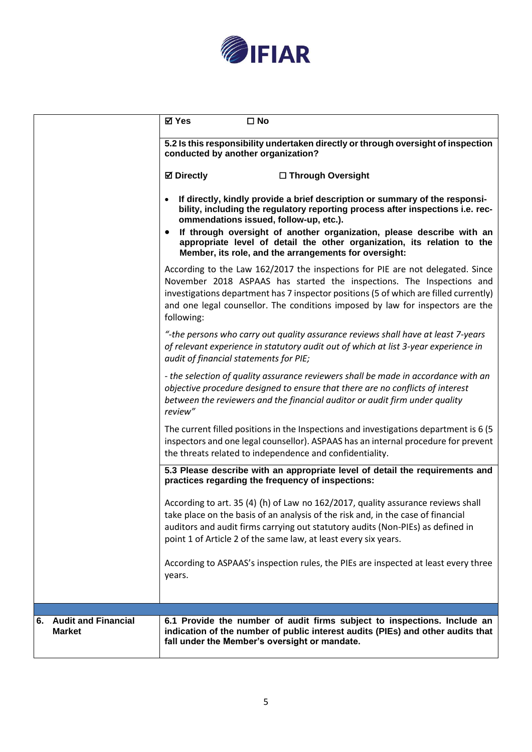| | |
|---|---|
| | ☑ Yes ☐ No |
| | **5.2 Is this responsibility undertaken directly or through oversight of inspection conducted by another organization?** |
| | ☑ **Directly** ☐ **Through Oversight** |
| | • **If directly, kindly provide a brief description or summary of the responsibility, including the regulatory reporting process after inspections i.e. recommendations issued, follow-up, etc.).** <br> • **If through oversight of another organization, please describe with an appropriate level of detail the other organization, its relation to the Member, its role, and the arrangements for oversight:** |
| | According to the Law 162/2017 the inspections for PIE are not delegated. Since November 2018 ASPAAS has started the inspections. The Inspections and investigations department has 7 inspector positions (5 of which are filled currently) and one legal counsellor. The conditions imposed by law for inspectors are the following: |
| | *"-the persons who carry out quality assurance reviews shall have at least 7-years of relevant experience in statutory audit out of which at list 3-year experience in audit of financial statements for PIE;* |
| | *- the selection of quality assurance reviewers shall be made in accordance with an objective procedure designed to ensure that there are no conflicts of interest between the reviewers and the financial auditor or audit firm under quality review"* |
| | The current filled positions in the Inspections and investigations department is 6 (5 inspectors and one legal counsellor). ASPAAS has an internal procedure for prevent the threats related to independence and confidentiality. |
| | **5.3 Please describe with an appropriate level of detail the requirements and practices regarding the frequency of inspections:** |
| | According to art. 35 (4) (h) of Law no 162/2017, quality assurance reviews shall take place on the basis of an analysis of the risk and, in the case of financial auditors and audit firms carrying out statutory audits (Non-PIEs) as defined in point 1 of Article 2 of the same law, at least every six years. <br><br> According to ASPAAS's inspection rules, the PIEs are inspected at least every three years. |
| | |
| **6. Audit and Financial Market** | **6.1 Provide the number of audit firms subject to inspections. Include an indication of the number of public interest audits (PIEs) and other audits that fall under the Member's oversight or mandate.** |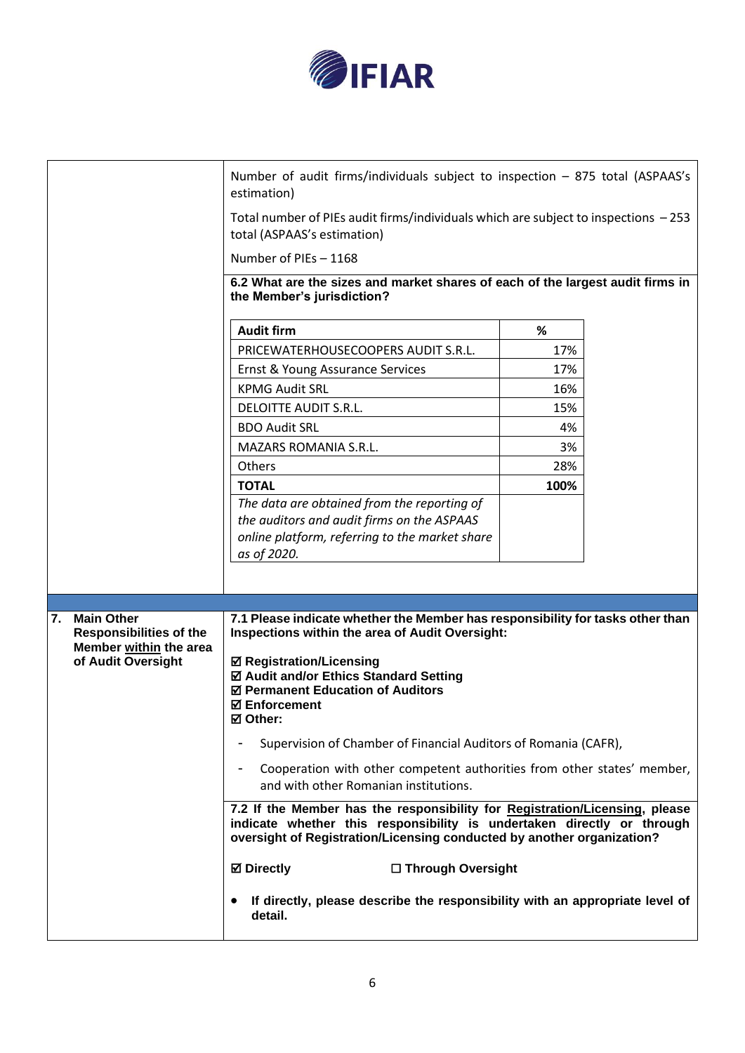Number of audit firms/individuals subject to inspection – 875 total (ASPAAS's estimation)

Total number of PIEs audit firms/individuals which are subject to inspections – 253 total (ASPAAS's estimation)

Number of PIEs – 1168

**6.2 What are the sizes and market shares of each of the largest audit firms in the Member's jurisdiction?**

| Audit firm | % |
|---|---|
| PRICEWATERHOUSECOOPERS AUDIT S.R.L. | 17% |
| Ernst & Young Assurance Services | 17% |
| KPMG Audit SRL | 16% |
| DELOITTE AUDIT S.R.L. | 15% |
| BDO Audit SRL | 4% |
| MAZARS ROMANIA S.R.L. | 3% |
| Others | 28% |
| **TOTAL** | **100%** |
| *The data are obtained from the reporting of the auditors and audit firms on the ASPAAS online platform, referring to the market share as of 2020.* | |

## 7. Main Other Responsibilities of the Member within the area of Audit Oversight

**7.1 Please indicate whether the Member has responsibility for tasks other than Inspections within the area of Audit Oversight:**

☑ **Registration/Licensing**
☑ **Audit and/or Ethics Standard Setting**
☑ **Permanent Education of Auditors**
☑ **Enforcement**
☑ **Other:**

- Supervision of Chamber of Financial Auditors of Romania (CAFR),
- Cooperation with other competent authorities from other states' member, and with other Romanian institutions.

**7.2 If the Member has the responsibility for Registration/Licensing, please indicate whether this responsibility is undertaken directly or through oversight of Registration/Licensing conducted by another organization?**

☑ **Directly** ☐ **Through Oversight**

- **If directly, please describe the responsibility with an appropriate level of detail.**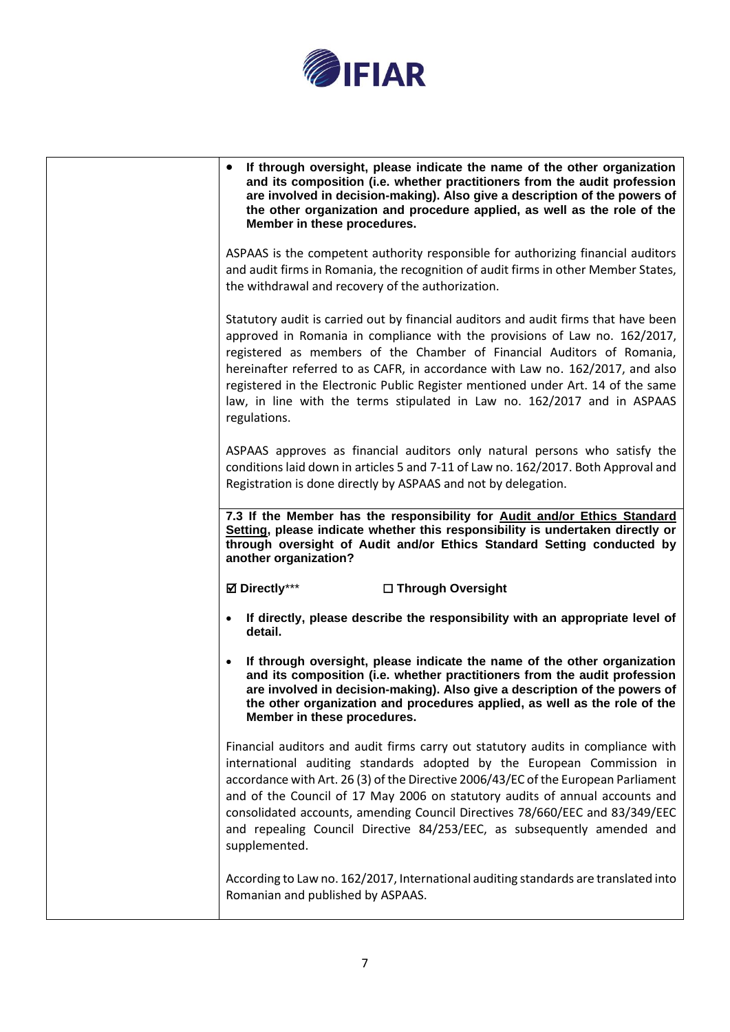| | |
|---|---|
| | • **If through oversight, please indicate the name of the other organization and its composition (i.e. whether practitioners from the audit profession are involved in decision-making). Also give a description of the powers of the other organization and procedure applied, as well as the role of the Member in these procedures.**<br><br>ASPAAS is the competent authority responsible for authorizing financial auditors and audit firms in Romania, the recognition of audit firms in other Member States, the withdrawal and recovery of the authorization.<br><br>Statutory audit is carried out by financial auditors and audit firms that have been approved in Romania in compliance with the provisions of Law no. 162/2017, registered as members of the Chamber of Financial Auditors of Romania, hereinafter referred to as CAFR, in accordance with Law no. 162/2017, and also registered in the Electronic Public Register mentioned under Art. 14 of the same law, in line with the terms stipulated in Law no. 162/2017 and in ASPAAS regulations.<br><br>ASPAAS approves as financial auditors only natural persons who satisfy the conditions laid down in articles 5 and 7-11 of Law no. 162/2017. Both Approval and Registration is done directly by ASPAAS and not by delegation. |
| | **7.3 If the Member has the responsibility for Audit and/or Ethics Standard Setting, please indicate whether this responsibility is undertaken directly or through oversight of Audit and/or Ethics Standard Setting conducted by another organization?**<br><br>☑ **Directly**\*\*\* ☐ **Through Oversight**<br><br>• **If directly, please describe the responsibility with an appropriate level of detail.**<br><br>• **If through oversight, please indicate the name of the other organization and its composition (i.e. whether practitioners from the audit profession are involved in decision-making). Also give a description of the powers of the other organization and procedures applied, as well as the role of the Member in these procedures.**<br><br>Financial auditors and audit firms carry out statutory audits in compliance with international auditing standards adopted by the European Commission in accordance with Art. 26 (3) of the Directive 2006/43/EC of the European Parliament and of the Council of 17 May 2006 on statutory audits of annual accounts and consolidated accounts, amending Council Directives 78/660/EEC and 83/349/EEC and repealing Council Directive 84/253/EEC, as subsequently amended and supplemented.<br><br>According to Law no. 162/2017, International auditing standards are translated into Romanian and published by ASPAAS. |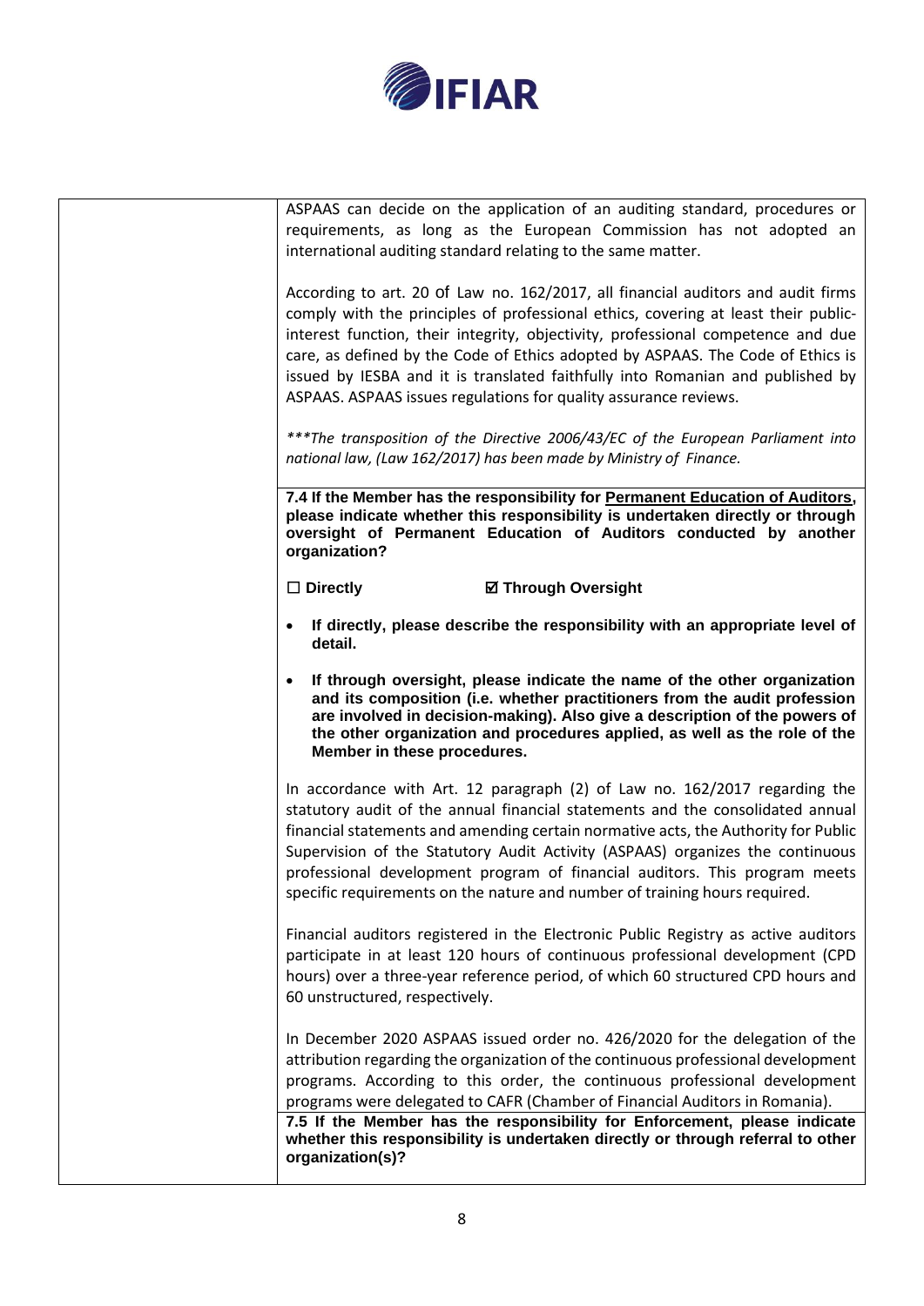ASPAAS can decide on the application of an auditing standard, procedures or requirements, as long as the European Commission has not adopted an international auditing standard relating to the same matter.

According to art. 20 of Law no. 162/2017, all financial auditors and audit firms comply with the principles of professional ethics, covering at least their public-interest function, their integrity, objectivity, professional competence and due care, as defined by the Code of Ethics adopted by ASPAAS. The Code of Ethics is issued by IESBA and it is translated faithfully into Romanian and published by ASPAAS. ASPAAS issues regulations for quality assurance reviews.

*\*\*\*The transposition of the Directive 2006/43/EC of the European Parliament into national law, (Law 162/2017) has been made by Ministry of Finance.*

**7.4 If the Member has the responsibility for Permanent Education of Auditors, please indicate whether this responsibility is undertaken directly or through oversight of Permanent Education of Auditors conducted by another organization?**

☐ **Directly** ☑ **Through Oversight**

- **If directly, please describe the responsibility with an appropriate level of detail.**
- **If through oversight, please indicate the name of the other organization and its composition (i.e. whether practitioners from the audit profession are involved in decision-making). Also give a description of the powers of the other organization and procedures applied, as well as the role of the Member in these procedures.**

In accordance with Art. 12 paragraph (2) of Law no. 162/2017 regarding the statutory audit of the annual financial statements and the consolidated annual financial statements and amending certain normative acts, the Authority for Public Supervision of the Statutory Audit Activity (ASPAAS) organizes the continuous professional development program of financial auditors. This program meets specific requirements on the nature and number of training hours required.

Financial auditors registered in the Electronic Public Registry as active auditors participate in at least 120 hours of continuous professional development (CPD hours) over a three-year reference period, of which 60 structured CPD hours and 60 unstructured, respectively.

In December 2020 ASPAAS issued order no. 426/2020 for the delegation of the attribution regarding the organization of the continuous professional development programs. According to this order, the continuous professional development programs were delegated to CAFR (Chamber of Financial Auditors in Romania).

**7.5 If the Member has the responsibility for Enforcement, please indicate whether this responsibility is undertaken directly or through referral to other organization(s)?**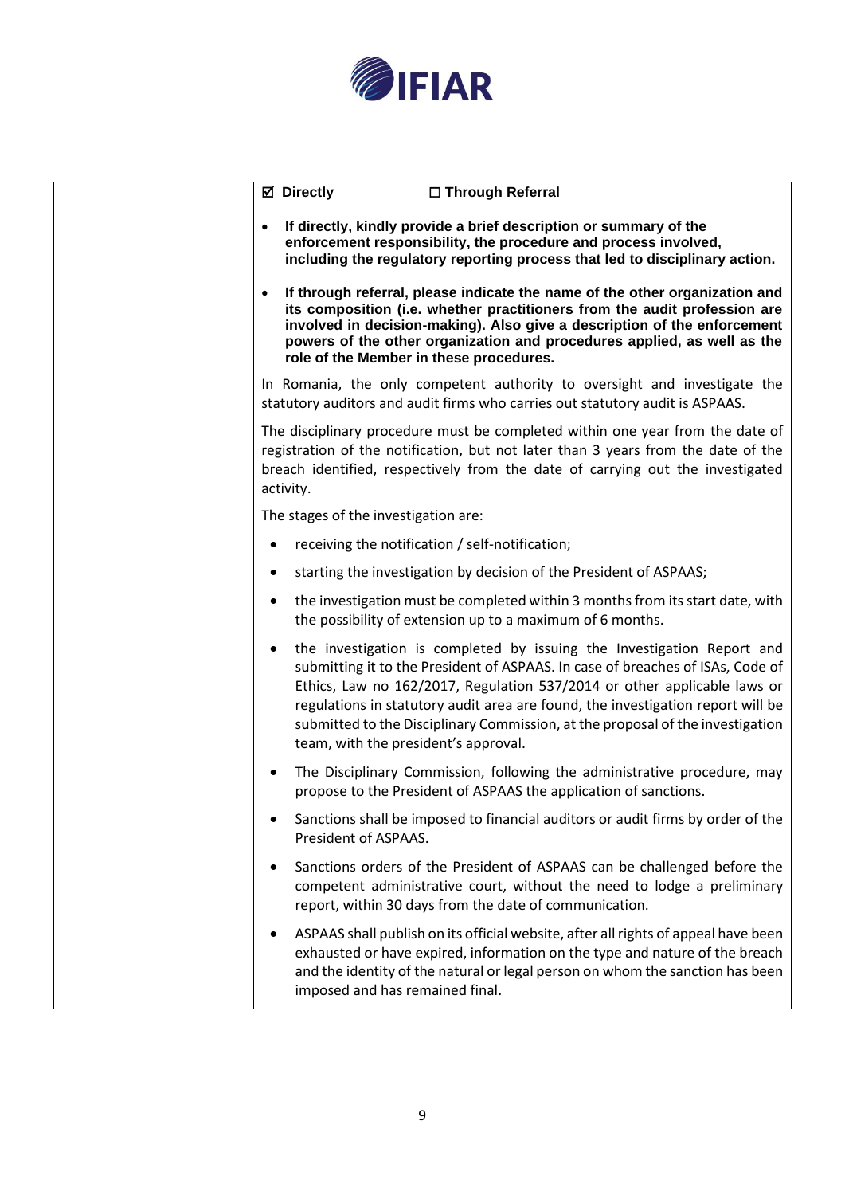| | ☑ **Directly** ☐ **Through Referral**<br><br>• **If directly, kindly provide a brief description or summary of the enforcement responsibility, the procedure and process involved, including the regulatory reporting process that led to disciplinary action.**<br><br>• **If through referral, please indicate the name of the other organization and its composition (i.e. whether practitioners from the audit profession are involved in decision-making). Also give a description of the enforcement powers of the other organization and procedures applied, as well as the role of the Member in these procedures.**<br><br>In Romania, the only competent authority to oversight and investigate the statutory auditors and audit firms who carries out statutory audit is ASPAAS.<br><br>The disciplinary procedure must be completed within one year from the date of registration of the notification, but not later than 3 years from the date of the breach identified, respectively from the date of carrying out the investigated activity.<br><br>The stages of the investigation are:<br><br>• receiving the notification / self-notification;<br>• starting the investigation by decision of the President of ASPAAS;<br>• the investigation must be completed within 3 months from its start date, with the possibility of extension up to a maximum of 6 months.<br>• the investigation is completed by issuing the Investigation Report and submitting it to the President of ASPAAS. In case of breaches of ISAs, Code of Ethics, Law no 162/2017, Regulation 537/2014 or other applicable laws or regulations in statutory audit area are found, the investigation report will be submitted to the Disciplinary Commission, at the proposal of the investigation team, with the president's approval.<br>• The Disciplinary Commission, following the administrative procedure, may propose to the President of ASPAAS the application of sanctions.<br>• Sanctions shall be imposed to financial auditors or audit firms by order of the President of ASPAAS.<br>• Sanctions orders of the President of ASPAAS can be challenged before the competent administrative court, without the need to lodge a preliminary report, within 30 days from the date of communication.<br>• ASPAAS shall publish on its official website, after all rights of appeal have been exhausted or have expired, information on the type and nature of the breach and the identity of the natural or legal person on whom the sanction has been imposed and has remained final. |
|---|---|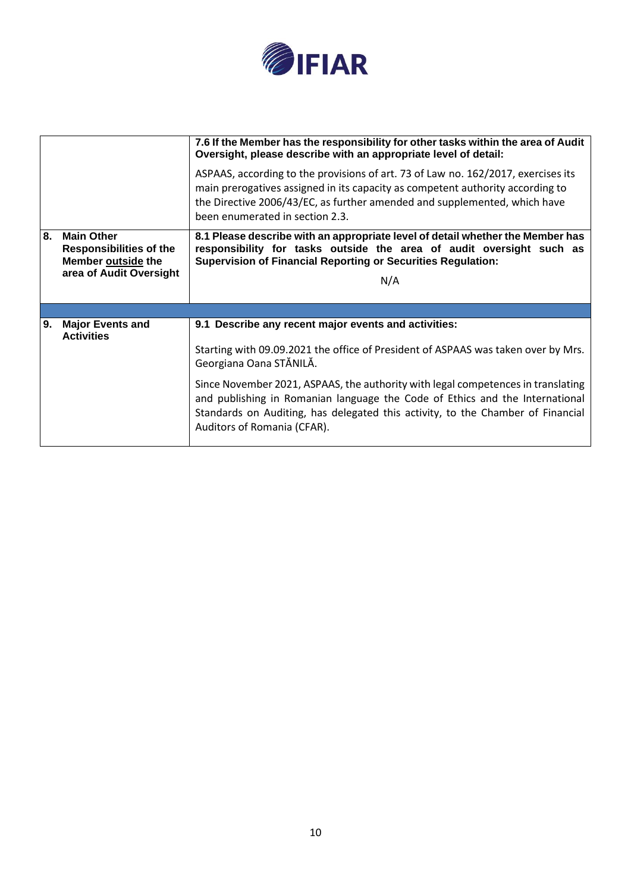| | |
|---|---|
| | **7.6 If the Member has the responsibility for other tasks within the area of Audit Oversight, please describe with an appropriate level of detail:**<br><br>ASPAAS, according to the provisions of art. 73 of Law no. 162/2017, exercises its main prerogatives assigned in its capacity as competent authority according to the Directive 2006/43/EC, as further amended and supplemented, which have been enumerated in section 2.3. |
| **8. Main Other Responsibilities of the Member outside the area of Audit Oversight** | **8.1 Please describe with an appropriate level of detail whether the Member has responsibility for tasks outside the area of audit oversight such as Supervision of Financial Reporting or Securities Regulation:**<br><br>N/A |
| | |
| **9. Major Events and Activities** | **9.1 Describe any recent major events and activities:**<br><br>Starting with 09.09.2021 the office of President of ASPAAS was taken over by Mrs. Georgiana Oana STĂNILĂ.<br><br>Since November 2021, ASPAAS, the authority with legal competences in translating and publishing in Romanian language the Code of Ethics and the International Standards on Auditing, has delegated this activity, to the Chamber of Financial Auditors of Romania (CFAR). |